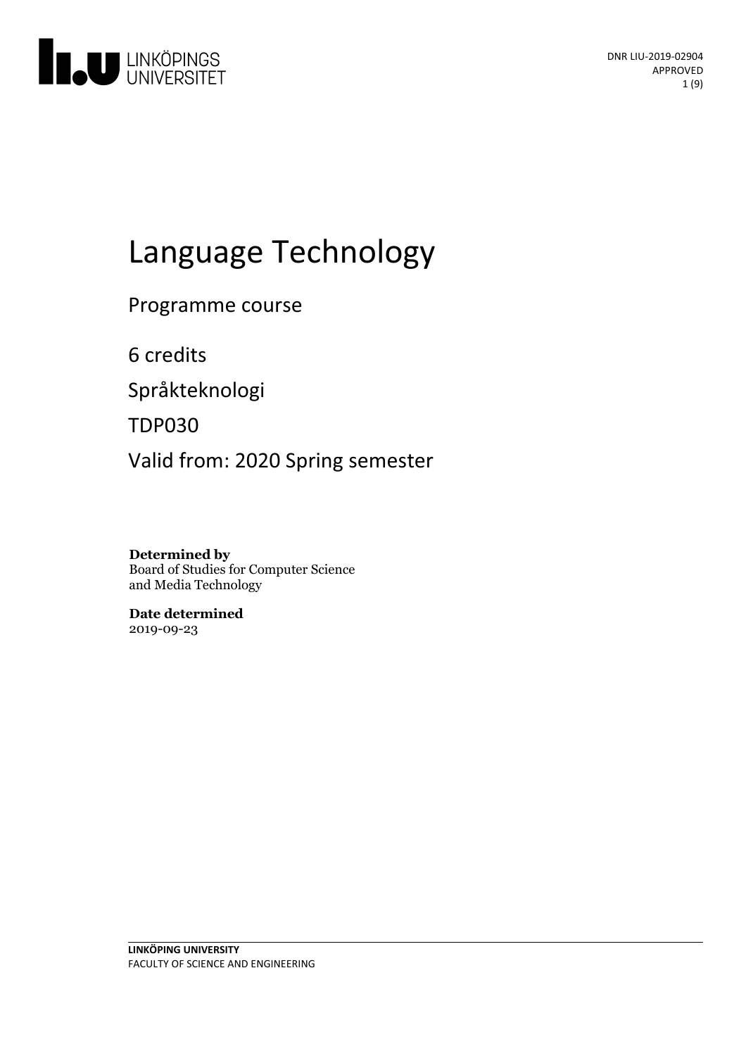DNR LIU-2019-02904
APPROVED

# Language Technology

Programme course

6 credits

Språkteknologi

TDP030

Valid from: 2020 Spring semester

**Determined by**
Board of Studies for Computer Science and Media Technology

**Date determined**
2019-09-23

**LINKÖPING UNIVERSITY**
FACULTY OF SCIENCE AND ENGINEERING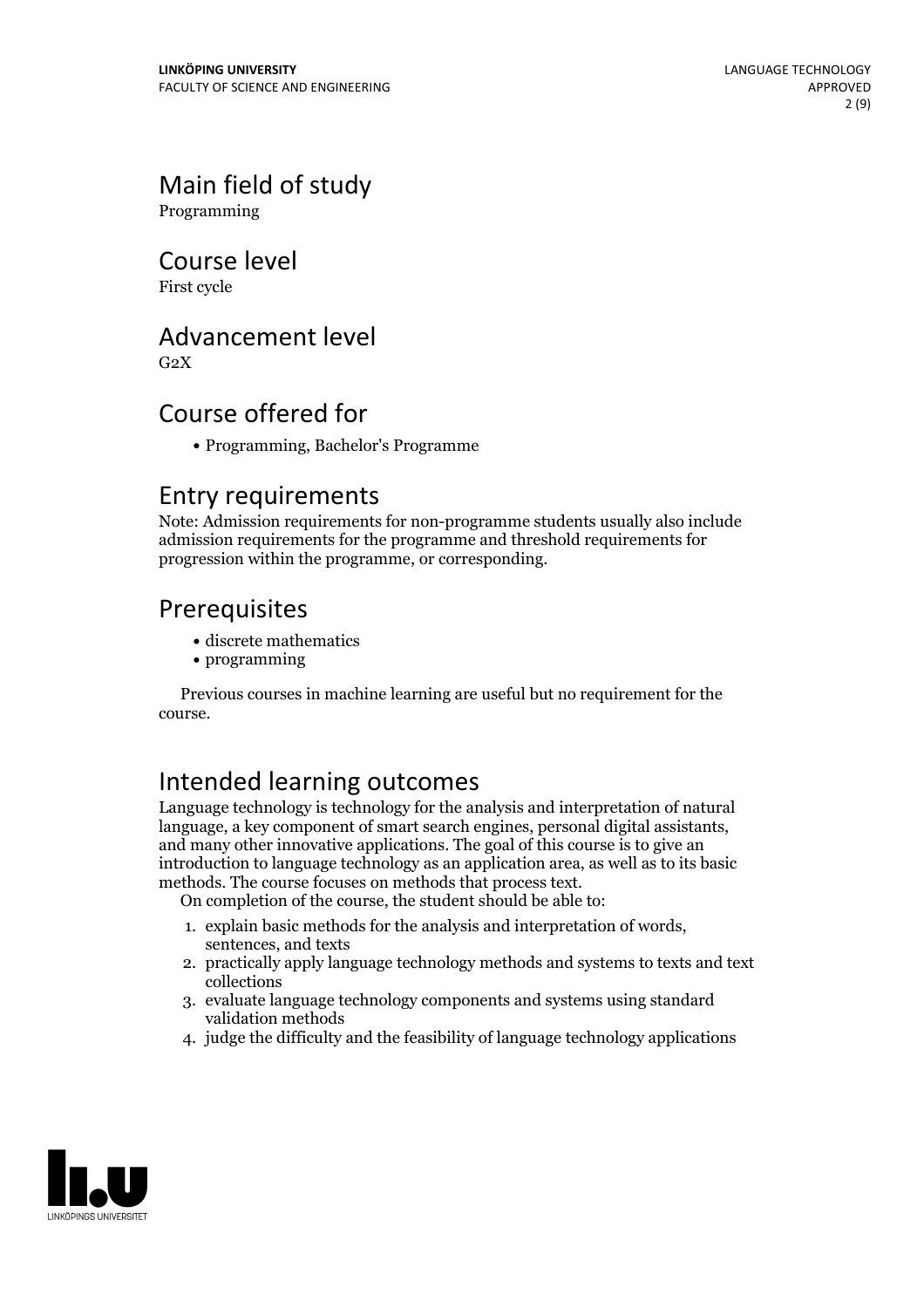# Main field of study

Programming

# Course level

First cycle

# Advancement level

G2X

# Course offered for

- Programming, Bachelor's Programme

# Entry requirements

Note: Admission requirements for non-programme students usually also include admission requirements for the programme and threshold requirements for progression within the programme, or corresponding.

## Prerequisites

- discrete mathematics
- programming

Previous courses in machine learning are useful but no requirement for the course.

# Intended learning outcomes

Language technology is technology for the analysis and interpretation of natural language, a key component of smart search engines, personal digital assistants, and many other innovative applications. The goal of this course is to give an introduction to language technology as an application area, as well as to its basic methods. The course focuses on methods that process text.

On completion of the course, the student should be able to:

1. explain basic methods for the analysis and interpretation of words, sentences, and texts
2. practically apply language technology methods and systems to texts and text collections
3. evaluate language technology components and systems using standard validation methods
4. judge the difficulty and the feasibility of language technology applications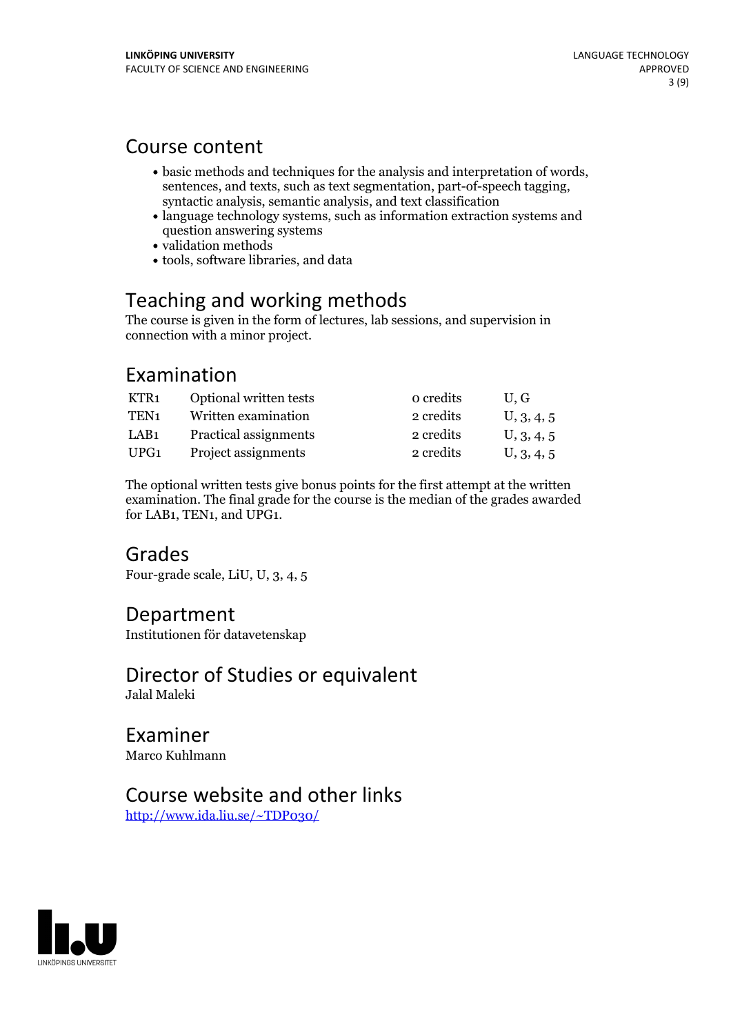## Course content

- basic methods and techniques for the analysis and interpretation of words, sentences, and texts, such as text segmentation, part-of-speech tagging, syntactic analysis, semantic analysis, and text classification
- language technology systems, such as information extraction systems and question answering systems
- validation methods
- tools, software libraries, and data

## Teaching and working methods

The course is given in the form of lectures, lab sessions, and supervision in connection with a minor project.

## Examination

| | | | |
|---|---|---|---|
| KTR1 | Optional written tests | 0 credits | U, G |
| TEN1 | Written examination | 2 credits | U, 3, 4, 5 |
| LAB1 | Practical assignments | 2 credits | U, 3, 4, 5 |
| UPG1 | Project assignments | 2 credits | U, 3, 4, 5 |

The optional written tests give bonus points for the first attempt at the written examination. The final grade for the course is the median of the grades awarded for LAB1, TEN1, and UPG1.

## Grades

Four-grade scale, LiU, U, 3, 4, 5

## Department

Institutionen för datavetenskap

## Director of Studies or equivalent

Jalal Maleki

## Examiner

Marco Kuhlmann

## Course website and other links

http://www.ida.liu.se/~TDP030/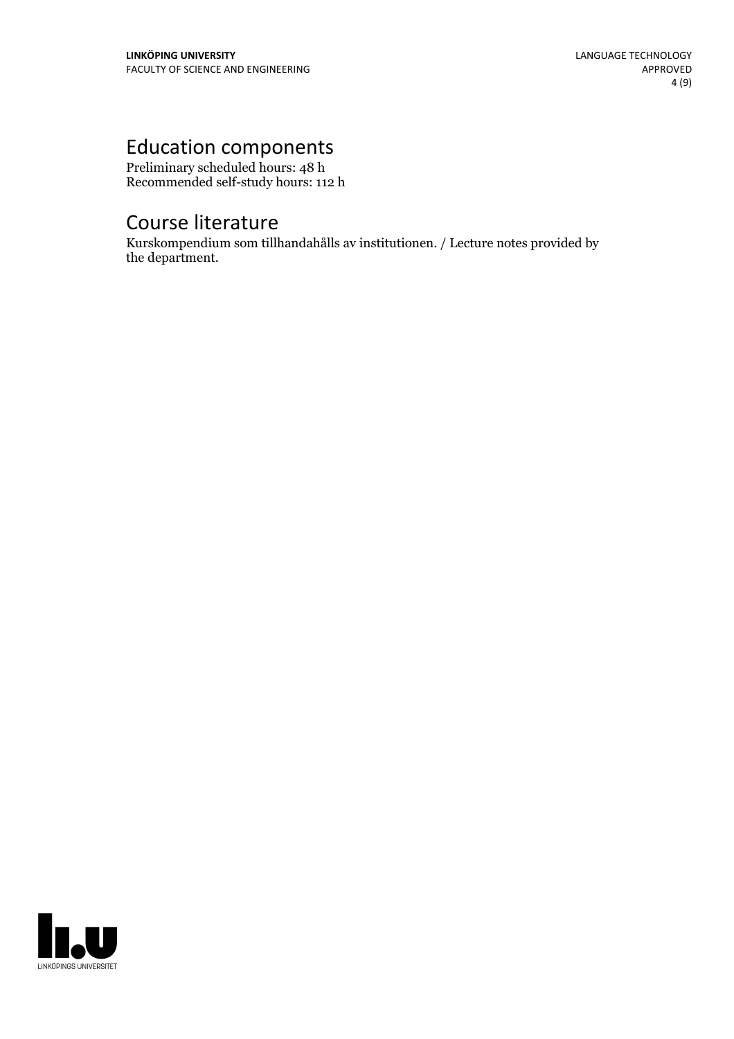# Education components

Preliminary scheduled hours: 48 h
Recommended self-study hours: 112 h

# Course literature

Kurskompendium som tillhandahålls av institutionen. / Lecture notes provided by the department.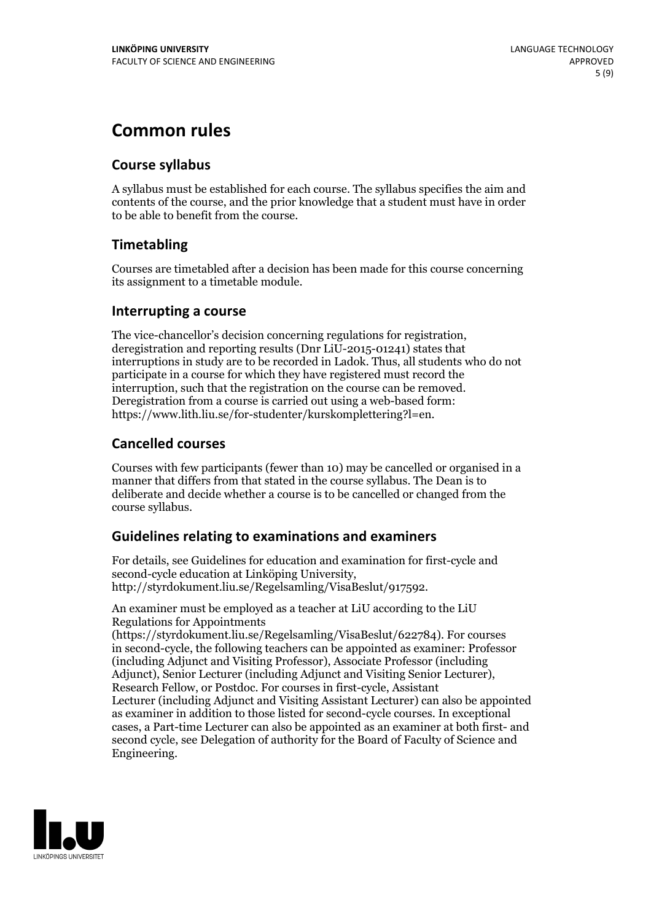# Common rules

## Course syllabus

A syllabus must be established for each course. The syllabus specifies the aim and contents of the course, and the prior knowledge that a student must have in order to be able to benefit from the course.

## Timetabling

Courses are timetabled after a decision has been made for this course concerning its assignment to a timetable module.

## Interrupting a course

The vice-chancellor's decision concerning regulations for registration, deregistration and reporting results (Dnr LiU-2015-01241) states that interruptions in study are to be recorded in Ladok. Thus, all students who do not participate in a course for which they have registered must record the interruption, such that the registration on the course can be removed. Deregistration from a course is carried out using a web-based form: https://www.lith.liu.se/for-studenter/kurskomplettering?l=en.

## Cancelled courses

Courses with few participants (fewer than 10) may be cancelled or organised in a manner that differs from that stated in the course syllabus. The Dean is to deliberate and decide whether a course is to be cancelled or changed from the course syllabus.

## Guidelines relating to examinations and examiners

For details, see Guidelines for education and examination for first-cycle and second-cycle education at Linköping University, http://styrdokument.liu.se/Regelsamling/VisaBeslut/917592.

An examiner must be employed as a teacher at LiU according to the LiU Regulations for Appointments (https://styrdokument.liu.se/Regelsamling/VisaBeslut/622784). For courses in second-cycle, the following teachers can be appointed as examiner: Professor (including Adjunct and Visiting Professor), Associate Professor (including Adjunct), Senior Lecturer (including Adjunct and Visiting Senior Lecturer), Research Fellow, or Postdoc. For courses in first-cycle, Assistant Lecturer (including Adjunct and Visiting Assistant Lecturer) can also be appointed as examiner in addition to those listed for second-cycle courses. In exceptional cases, a Part-time Lecturer can also be appointed as an examiner at both first- and second cycle, see Delegation of authority for the Board of Faculty of Science and Engineering.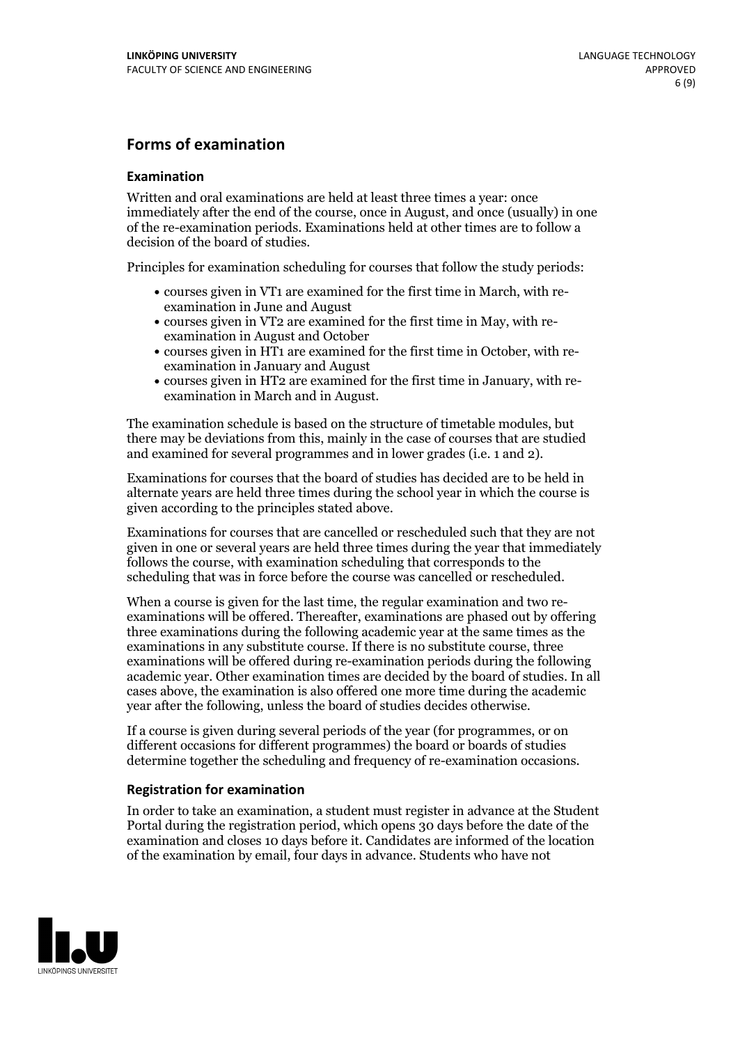## Forms of examination

### Examination

Written and oral examinations are held at least three times a year: once immediately after the end of the course, once in August, and once (usually) in one of the re-examination periods. Examinations held at other times are to follow a decision of the board of studies.

Principles for examination scheduling for courses that follow the study periods:

- courses given in VT1 are examined for the first time in March, with re-examination in June and August
- courses given in VT2 are examined for the first time in May, with re-examination in August and October
- courses given in HT1 are examined for the first time in October, with re-examination in January and August
- courses given in HT2 are examined for the first time in January, with re-examination in March and in August.

The examination schedule is based on the structure of timetable modules, but there may be deviations from this, mainly in the case of courses that are studied and examined for several programmes and in lower grades (i.e. 1 and 2).

Examinations for courses that the board of studies has decided are to be held in alternate years are held three times during the school year in which the course is given according to the principles stated above.

Examinations for courses that are cancelled or rescheduled such that they are not given in one or several years are held three times during the year that immediately follows the course, with examination scheduling that corresponds to the scheduling that was in force before the course was cancelled or rescheduled.

When a course is given for the last time, the regular examination and two re-examinations will be offered. Thereafter, examinations are phased out by offering three examinations during the following academic year at the same times as the examinations in any substitute course. If there is no substitute course, three examinations will be offered during re-examination periods during the following academic year. Other examination times are decided by the board of studies. In all cases above, the examination is also offered one more time during the academic year after the following, unless the board of studies decides otherwise.

If a course is given during several periods of the year (for programmes, or on different occasions for different programmes) the board or boards of studies determine together the scheduling and frequency of re-examination occasions.

### Registration for examination

In order to take an examination, a student must register in advance at the Student Portal during the registration period, which opens 30 days before the date of the examination and closes 10 days before it. Candidates are informed of the location of the examination by email, four days in advance. Students who have not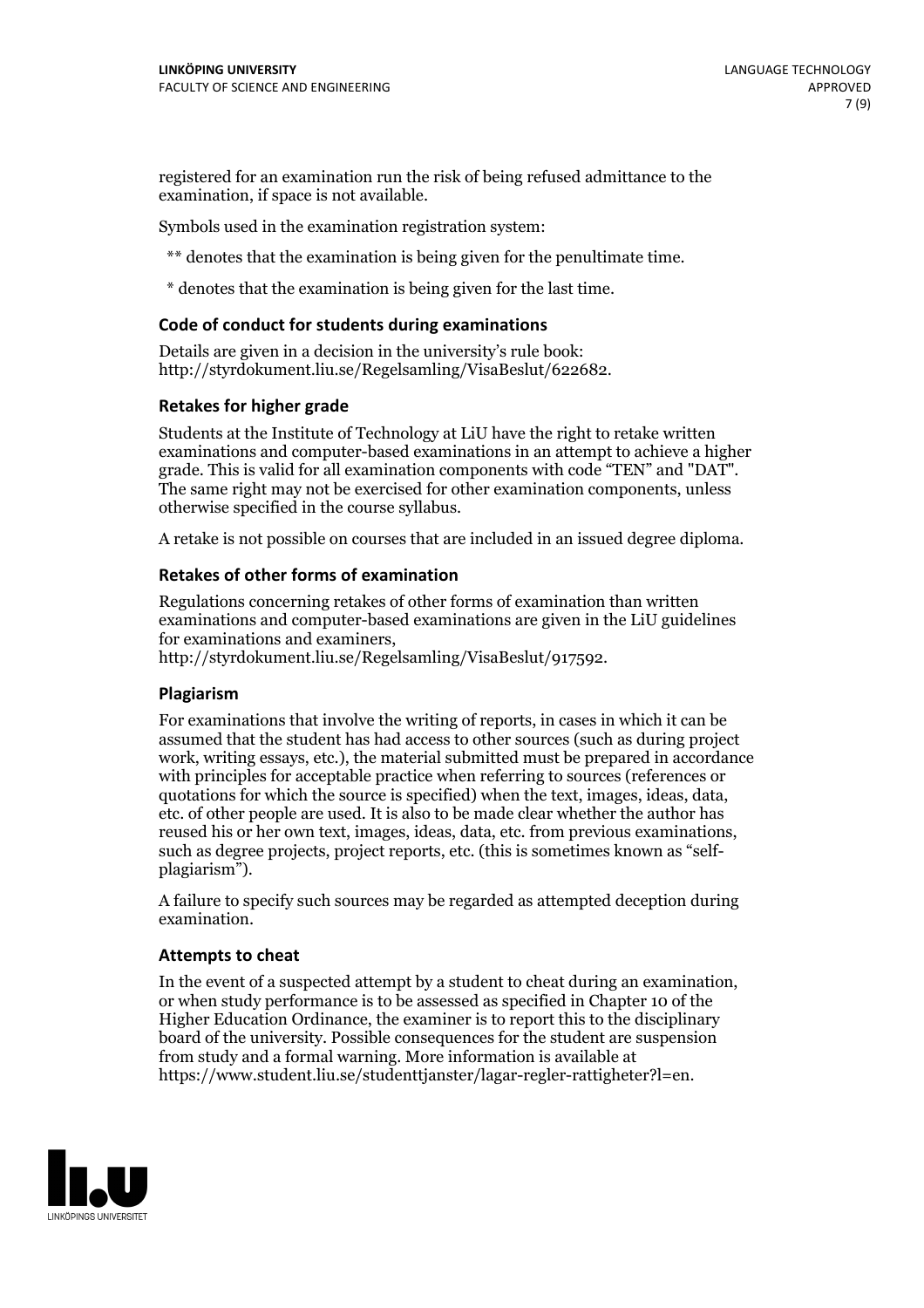registered for an examination run the risk of being refused admittance to the examination, if space is not available.

Symbols used in the examination registration system:

** denotes that the examination is being given for the penultimate time.

* denotes that the examination is being given for the last time.

### Code of conduct for students during examinations

Details are given in a decision in the university's rule book: http://styrdokument.liu.se/Regelsamling/VisaBeslut/622682.

### Retakes for higher grade

Students at the Institute of Technology at LiU have the right to retake written examinations and computer-based examinations in an attempt to achieve a higher grade. This is valid for all examination components with code "TEN" and "DAT". The same right may not be exercised for other examination components, unless otherwise specified in the course syllabus.

A retake is not possible on courses that are included in an issued degree diploma.

### Retakes of other forms of examination

Regulations concerning retakes of other forms of examination than written examinations and computer-based examinations are given in the LiU guidelines for examinations and examiners, http://styrdokument.liu.se/Regelsamling/VisaBeslut/917592.

### Plagiarism

For examinations that involve the writing of reports, in cases in which it can be assumed that the student has had access to other sources (such as during project work, writing essays, etc.), the material submitted must be prepared in accordance with principles for acceptable practice when referring to sources (references or quotations for which the source is specified) when the text, images, ideas, data, etc. of other people are used. It is also to be made clear whether the author has reused his or her own text, images, ideas, data, etc. from previous examinations, such as degree projects, project reports, etc. (this is sometimes known as "self-plagiarism").

A failure to specify such sources may be regarded as attempted deception during examination.

### Attempts to cheat

In the event of a suspected attempt by a student to cheat during an examination, or when study performance is to be assessed as specified in Chapter 10 of the Higher Education Ordinance, the examiner is to report this to the disciplinary board of the university. Possible consequences for the student are suspension from study and a formal warning. More information is available at https://www.student.liu.se/studenttjanster/lagar-regler-rattigheter?l=en.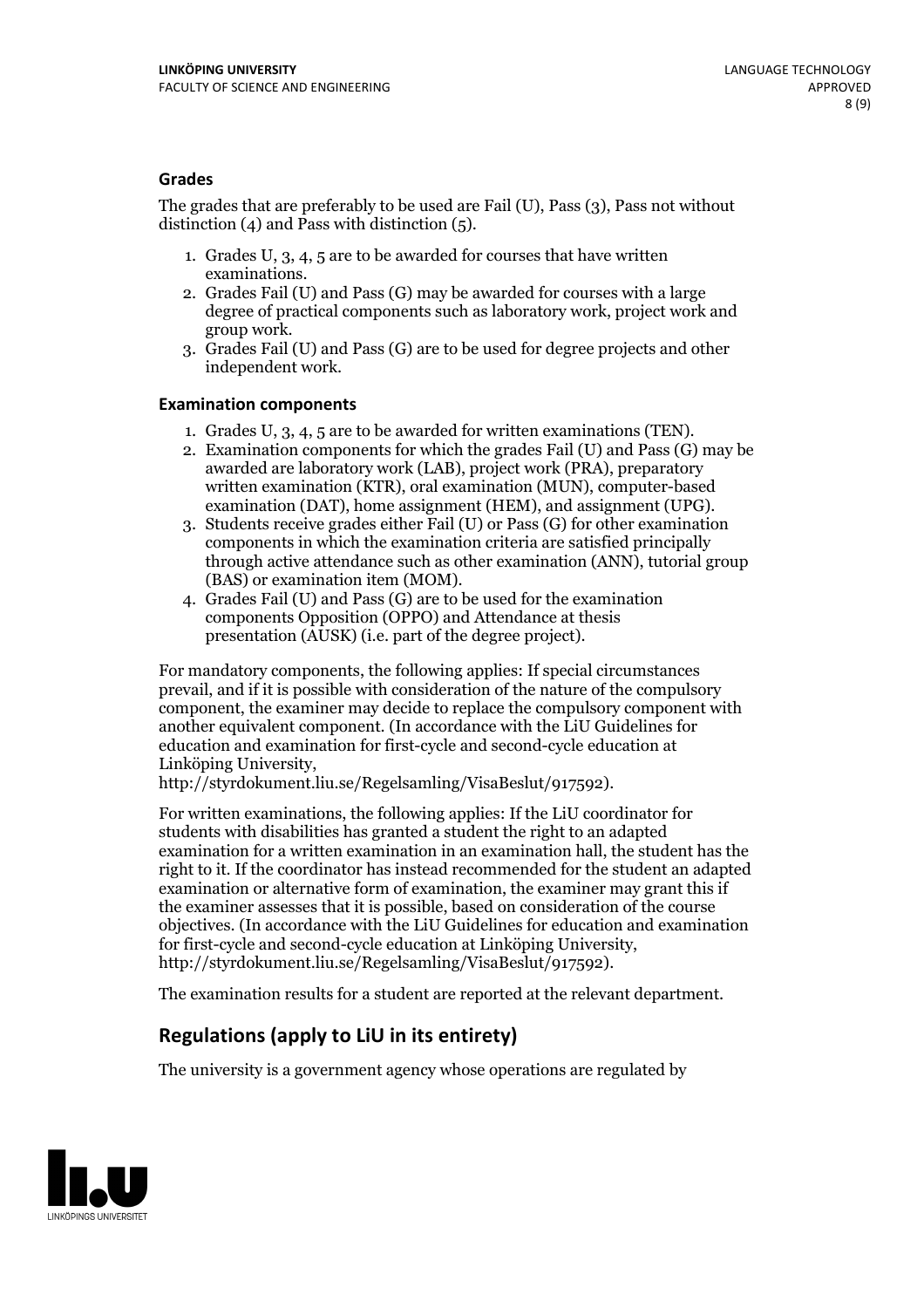### Grades

The grades that are preferably to be used are Fail (U), Pass (3), Pass not without distinction (4) and Pass with distinction (5).

1. Grades U, 3, 4, 5 are to be awarded for courses that have written examinations.
2. Grades Fail (U) and Pass (G) may be awarded for courses with a large degree of practical components such as laboratory work, project work and group work.
3. Grades Fail (U) and Pass (G) are to be used for degree projects and other independent work.

### Examination components

1. Grades U, 3, 4, 5 are to be awarded for written examinations (TEN).
2. Examination components for which the grades Fail (U) and Pass (G) may be awarded are laboratory work (LAB), project work (PRA), preparatory written examination (KTR), oral examination (MUN), computer-based examination (DAT), home assignment (HEM), and assignment (UPG).
3. Students receive grades either Fail (U) or Pass (G) for other examination components in which the examination criteria are satisfied principally through active attendance such as other examination (ANN), tutorial group (BAS) or examination item (MOM).
4. Grades Fail (U) and Pass (G) are to be used for the examination components Opposition (OPPO) and Attendance at thesis presentation (AUSK) (i.e. part of the degree project).

For mandatory components, the following applies: If special circumstances prevail, and if it is possible with consideration of the nature of the compulsory component, the examiner may decide to replace the compulsory component with another equivalent component. (In accordance with the LiU Guidelines for education and examination for first-cycle and second-cycle education at Linköping University, http://styrdokument.liu.se/Regelsamling/VisaBeslut/917592).

For written examinations, the following applies: If the LiU coordinator for students with disabilities has granted a student the right to an adapted examination for a written examination in an examination hall, the student has the right to it. If the coordinator has instead recommended for the student an adapted examination or alternative form of examination, the examiner may grant this if the examiner assesses that it is possible, based on consideration of the course objectives. (In accordance with the LiU Guidelines for education and examination for first-cycle and second-cycle education at Linköping University, http://styrdokument.liu.se/Regelsamling/VisaBeslut/917592).

The examination results for a student are reported at the relevant department.

## Regulations (apply to LiU in its entirety)

The university is a government agency whose operations are regulated by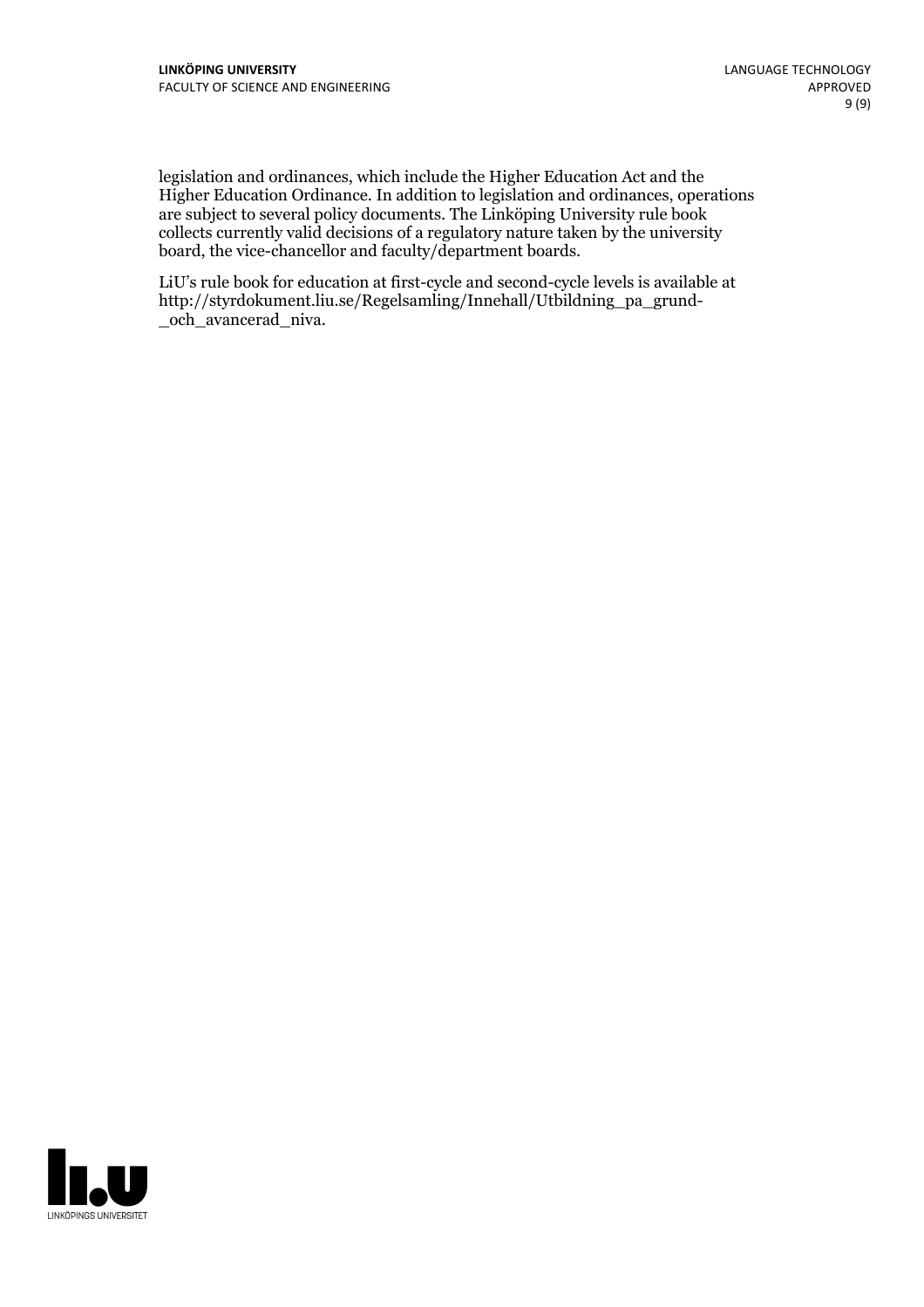legislation and ordinances, which include the Higher Education Act and the Higher Education Ordinance. In addition to legislation and ordinances, operations are subject to several policy documents. The Linköping University rule book collects currently valid decisions of a regulatory nature taken by the university board, the vice-chancellor and faculty/department boards.

LiU's rule book for education at first-cycle and second-cycle levels is available at http://styrdokument.liu.se/Regelsamling/Innehall/Utbildning_pa_grund-_och_avancerad_niva.